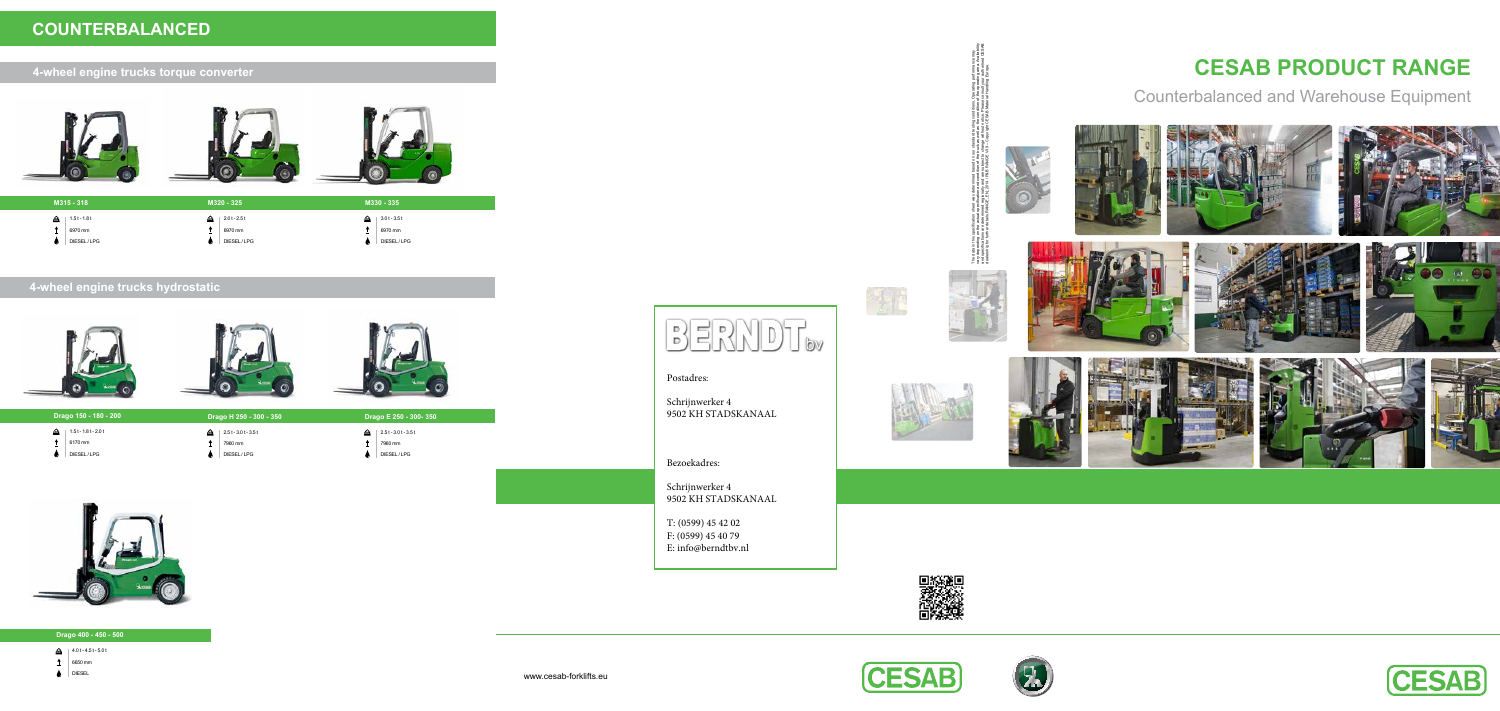# COUNTERBALANCED

## 4-wheel engine trucks torque converter

**M315 - 318**
- 1.5 t - 1.8 t
- 6970 mm
- DIESEL / LPG

**M320 - 325**
- 2.0 t - 2.5 t
- 6970 mm
- DIESEL / LPG

**M330 - 335**
- 3.0 t - 3.5 t
- 6970 mm
- DIESEL / LPG

## 4-wheel engine trucks hydrostatic

**Drago 150 - 180 - 200**
- 1.5 t - 1.8 t - 2.0 t
- 6170 mm
- DIESEL / LPG

**Drago H 250 - 300 - 350**
- 2.5 t - 3.0 t - 3.5 t
- 7960 mm
- DIESEL / LPG

**Drago E 250 - 300- 350**
- 2.5 t - 3.0 t - 3.5 t
- 7960 mm
- DIESEL / LPG

**Drago 400 - 450 - 500**
- 4.0 t - 4.5 t - 5.0 t
- 6650 mm
- DIESEL

www.cesab-forklifts.eu

BERNDT bv

Postadres:

Schrijnwerker 4
9502 KH STADSKANAAL

Bezoekadres:

Schrijnwerker 4
9502 KH STADSKANAAL

T: (0599) 45 42 02
F: (0599) 45 40 79
E: info@berndtbv.nl

# CESAB PRODUCT RANGE

Counterbalanced and Warehouse Equipment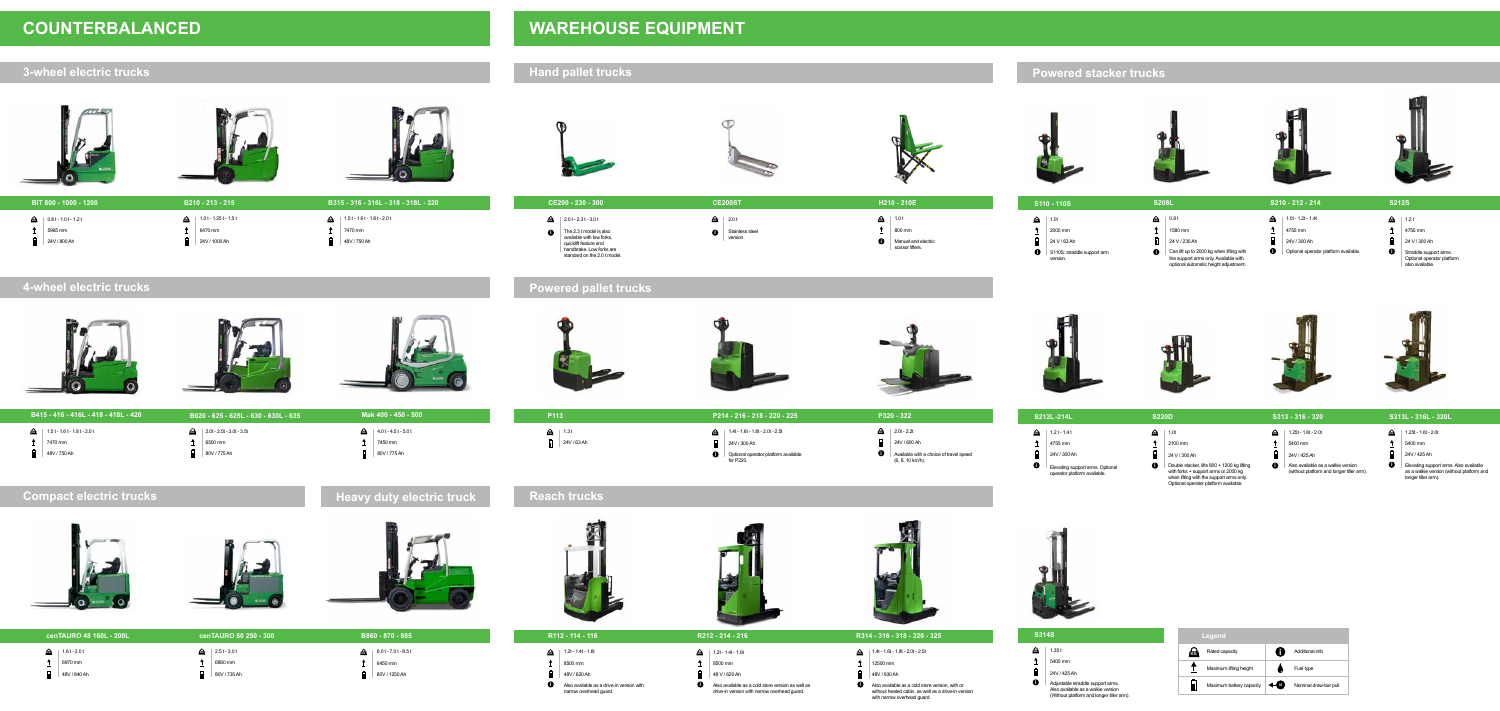# COUNTERBALANCED

## 3-wheel electric trucks

### BIT 800 - 1000 - 1200

- 0.8 t - 1.0 t - 1.2 t
- 5965 mm
- 24 V / 800 Ah

### B210 - 213 - 215

- 1.0 t - 1.25 t - 1.5 t
- 6470 mm
- 24V / 1000 Ah

### B315 - 316 - 316L - 318 - 318L - 320

- 1.5 t - 1.6 t - 1.8 t - 2.0 t
- 7470 mm
- 48 V / 750 Ah

## 4-wheel electric trucks

### B415 - 416 - 416L - 418 - 418L - 420

- 1.5 t - 1.6 t - 1.8 t - 2.0 t
- 7470 mm
- 48 V / 750 Ah

### B620 - 625 - 625L - 630 - 630L - 635

- 2.0 t - 2.5 t - 3.0 t - 3.5 t
- 6500 mm
- 80 V / 775 Ah

### Mak 400 - 450 - 500

- 4.0 t - 4.5 t - 5.0 t
- 7450 mm
- 80 V / 775 Ah

## Compact electric trucks

### cenTAURO 48 160L - 200L

- 1.6 t - 2.0 t
- 6970 mm
- 48 V / 840 Ah

### cenTAURO 80 250 - 300

- 2.5 t - 3.0 t
- 6860 mm
- 80 V / 735 Ah

## Heavy duty electric truck

### B860 - 870 - 885

- 6.0 t - 7.0 t - 8.5 t
- 6450 mm
- 80 V / 1250 Ah

# WAREHOUSE EQUIPMENT

## Hand pallet trucks

### CE200 - 230 - 300

- 2.0 t - 2.3 t - 3.0 t
- The 2.3 t model is also available with low forks, quicklift feature and handbrake. Low forks are standard on the 2.0 t model.

### CE200ST

- 2.0 t
- Stainless steel version.

### H210 - 210E

- 1.0 t
- 800 mm
- Manual and electric scissor lifters.

## Powered pallet trucks

### P113

- 1.3 t
- 24 V / 63 Ah

### P214 - 216 - 218 - 220 - 225

- 1.4t - 1.6t - 1.8t - 2.0t - 2.5t
- 24 V / 300 Ah
- Optional operator platform available for P220.

### P320 - 322

- 2.0t - 2.2t
- 24V / 600 Ah
- Available with a choice of travel speed (6, 8, 10 km/h).

## Reach trucks

### R112 - 114 - 116

- 1.2t - 1.4t - 1.6t
- 8500 mm
- 48 V / 620 Ah
- Also available as a drive-in version with narrow overhead guard.

### R212 - 214 - 216

- 1.2t - 1.4t - 1.6t
- 8500 mm
- 48 V / 620 Ah
- Also available as a cold store version as well as drive-in version with narrow overhead guard.

### R314 - 316 - 318 - 320 - 325

- 1.4t - 1.6t - 1.8t - 2.0t - 2.5t
- 12500 mm
- 48V / 930 Ah
- Also available as a cold store version, with or without heated cabin, as well as a drive-in version with narrow overhead guard.

## Powered stacker trucks

### S110 - 110S

- 1.0t
- 2900 mm
- 24 V / 63 Ah
- S110S: straddle support arm version.

### S208L

- 0.8t
- 1580 mm
- 24 V / 230 Ah
- Can lift up to 2000 kg when lifting with the support arms only. Available with optional automatic height adjustment.

### S210 - 212 - 214

- 1.0t - 1.2t - 1.4t
- 4755 mm
- 24V / 300 Ah
- Optional operator platform available.

### S212S

- 1.2 t
- 4755 mm
- 24 V / 300 Ah
- Straddle support arms. Optional operator platform also available.

### S212L -214L

- 1.2 t - 1.4 t
- 4755 mm
- 24V / 300 Ah
- Elevating support arms. Optional operator platform available.

### S220D

- 1.0t
- 2100 mm
- 24 V / 300 Ah
- Double stacker, lifts 800 + 1200 kg lifting with forks + support arms or 2000 kg when lifting with the support arms only. Optional operator platform available.

### S313 - 316 - 320

- 1.25t - 1.6t - 2.0t
- 5400 mm
- 24 V / 425 Ah
- Also available as a walkie version (without platform and longer tiller arm).

### S313L - 316L - 320L

- 1.25t - 1.6t - 2.0t
- 5400 mm
- 24V / 425 Ah
- Elevating support arms. Also available as a walkie version (without platform and longer tiller arm).

### S314S

- 1.35 t
- 5400 mm
- 24V / 425 Ah
- Adjustable straddle support arms. Also available as a walkie version (Without platform and longer tiller arm).

| Legend | | | |
|---|---|---|---|
| | Rated capacity | | Additional info |
| | Maximum lifting height | | Fuel type |
| | Maximum battery capacity | | Nominal draw-bar pull |